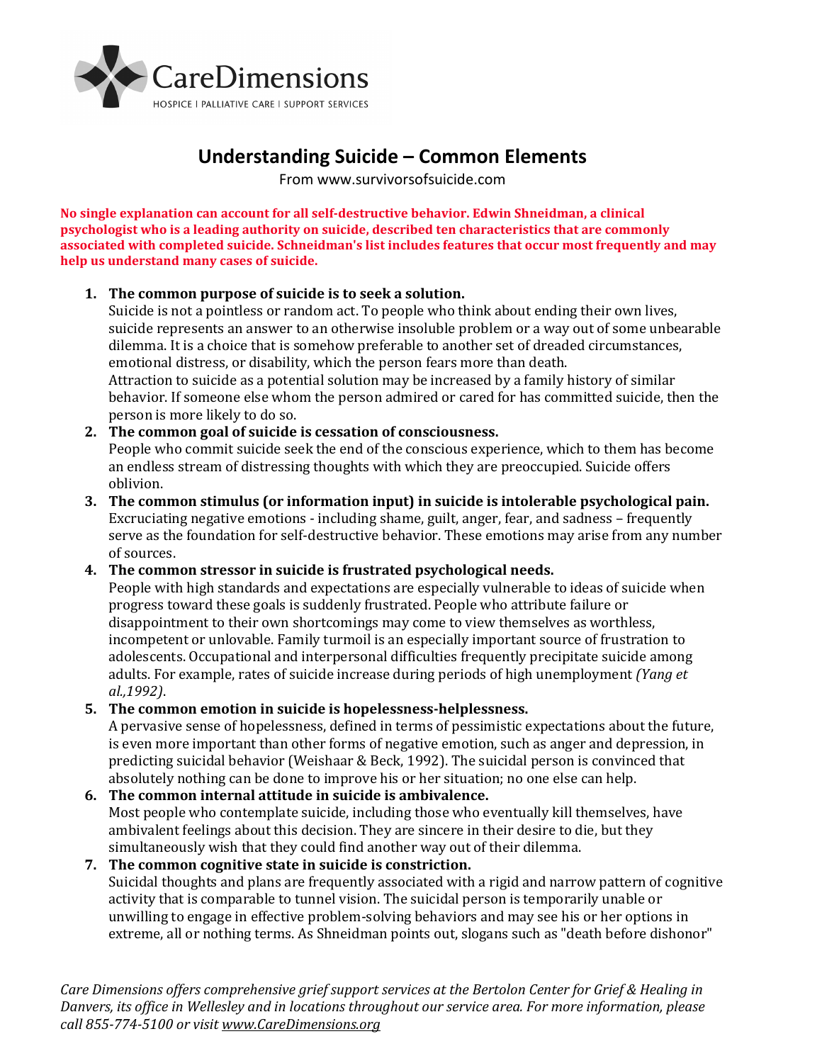CareDimensions

HOSPICE | PALLIATIVE CARE | SUPPORT SERVICES

# Understanding Suicide – Common Elements

From www.survivorsofsuicide.com

**No single explanation can account for all self-destructive behavior. Edwin Shneidman, a clinical psychologist who is a leading authority on suicide, described ten characteristics that are commonly associated with completed suicide. Schneidman's list includes features that occur most frequently and may help us understand many cases of suicide.**

1. **The common purpose of suicide is to seek a solution.**
   Suicide is not a pointless or random act. To people who think about ending their own lives, suicide represents an answer to an otherwise insoluble problem or a way out of some unbearable dilemma. It is a choice that is somehow preferable to another set of dreaded circumstances, emotional distress, or disability, which the person fears more than death.
   Attraction to suicide as a potential solution may be increased by a family history of similar behavior. If someone else whom the person admired or cared for has committed suicide, then the person is more likely to do so.
2. **The common goal of suicide is cessation of consciousness.**
   People who commit suicide seek the end of the conscious experience, which to them has become an endless stream of distressing thoughts with which they are preoccupied. Suicide offers oblivion.
3. **The common stimulus (or information input) in suicide is intolerable psychological pain.**
   Excruciating negative emotions - including shame, guilt, anger, fear, and sadness – frequently serve as the foundation for self-destructive behavior. These emotions may arise from any number of sources.
4. **The common stressor in suicide is frustrated psychological needs.**
   People with high standards and expectations are especially vulnerable to ideas of suicide when progress toward these goals is suddenly frustrated. People who attribute failure or disappointment to their own shortcomings may come to view themselves as worthless, incompetent or unlovable. Family turmoil is an especially important source of frustration to adolescents. Occupational and interpersonal difficulties frequently precipitate suicide among adults. For example, rates of suicide increase during periods of high unemployment *(Yang et al.,1992)*.
5. **The common emotion in suicide is hopelessness-helplessness.**
   A pervasive sense of hopelessness, defined in terms of pessimistic expectations about the future, is even more important than other forms of negative emotion, such as anger and depression, in predicting suicidal behavior (Weishaar & Beck, 1992). The suicidal person is convinced that absolutely nothing can be done to improve his or her situation; no one else can help.
6. **The common internal attitude in suicide is ambivalence.**
   Most people who contemplate suicide, including those who eventually kill themselves, have ambivalent feelings about this decision. They are sincere in their desire to die, but they simultaneously wish that they could find another way out of their dilemma.
7. **The common cognitive state in suicide is constriction.**
   Suicidal thoughts and plans are frequently associated with a rigid and narrow pattern of cognitive activity that is comparable to tunnel vision. The suicidal person is temporarily unable or unwilling to engage in effective problem-solving behaviors and may see his or her options in extreme, all or nothing terms. As Shneidman points out, slogans such as "death before dishonor"

*Care Dimensions offers comprehensive grief support services at the Bertolon Center for Grief & Healing in Danvers, its office in Wellesley and in locations throughout our service area. For more information, please call 855-774-5100 or visit www.CareDimensions.org*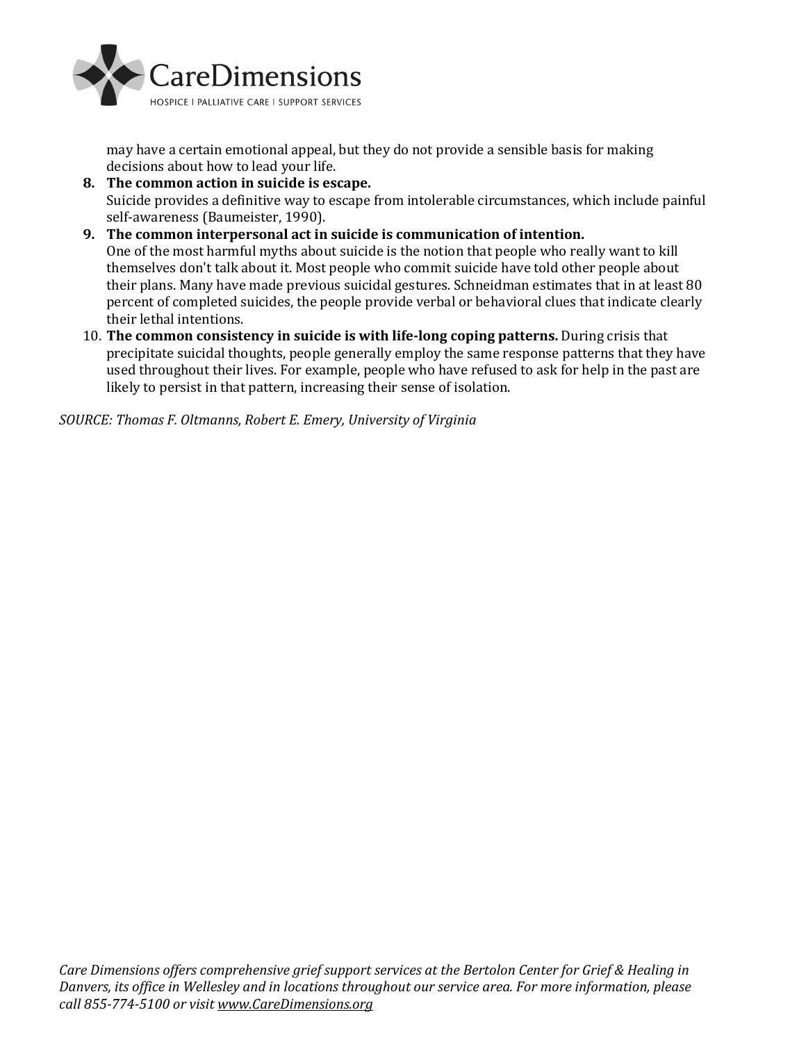may have a certain emotional appeal, but they do not provide a sensible basis for making decisions about how to lead your life.

8. **The common action in suicide is escape.**
   Suicide provides a definitive way to escape from intolerable circumstances, which include painful self-awareness (Baumeister, 1990).
9. **The common interpersonal act in suicide is communication of intention.**
   One of the most harmful myths about suicide is the notion that people who really want to kill themselves don't talk about it. Most people who commit suicide have told other people about their plans. Many have made previous suicidal gestures. Schneidman estimates that in at least 80 percent of completed suicides, the people provide verbal or behavioral clues that indicate clearly their lethal intentions.
10. **The common consistency in suicide is with life-long coping patterns.** During crisis that precipitate suicidal thoughts, people generally employ the same response patterns that they have used throughout their lives. For example, people who have refused to ask for help in the past are likely to persist in that pattern, increasing their sense of isolation.

*SOURCE: Thomas F. Oltmanns, Robert E. Emery, University of Virginia*

*Care Dimensions offers comprehensive grief support services at the Bertolon Center for Grief & Healing in Danvers, its office in Wellesley and in locations throughout our service area. For more information, please call 855-774-5100 or visit www.CareDimensions.org*